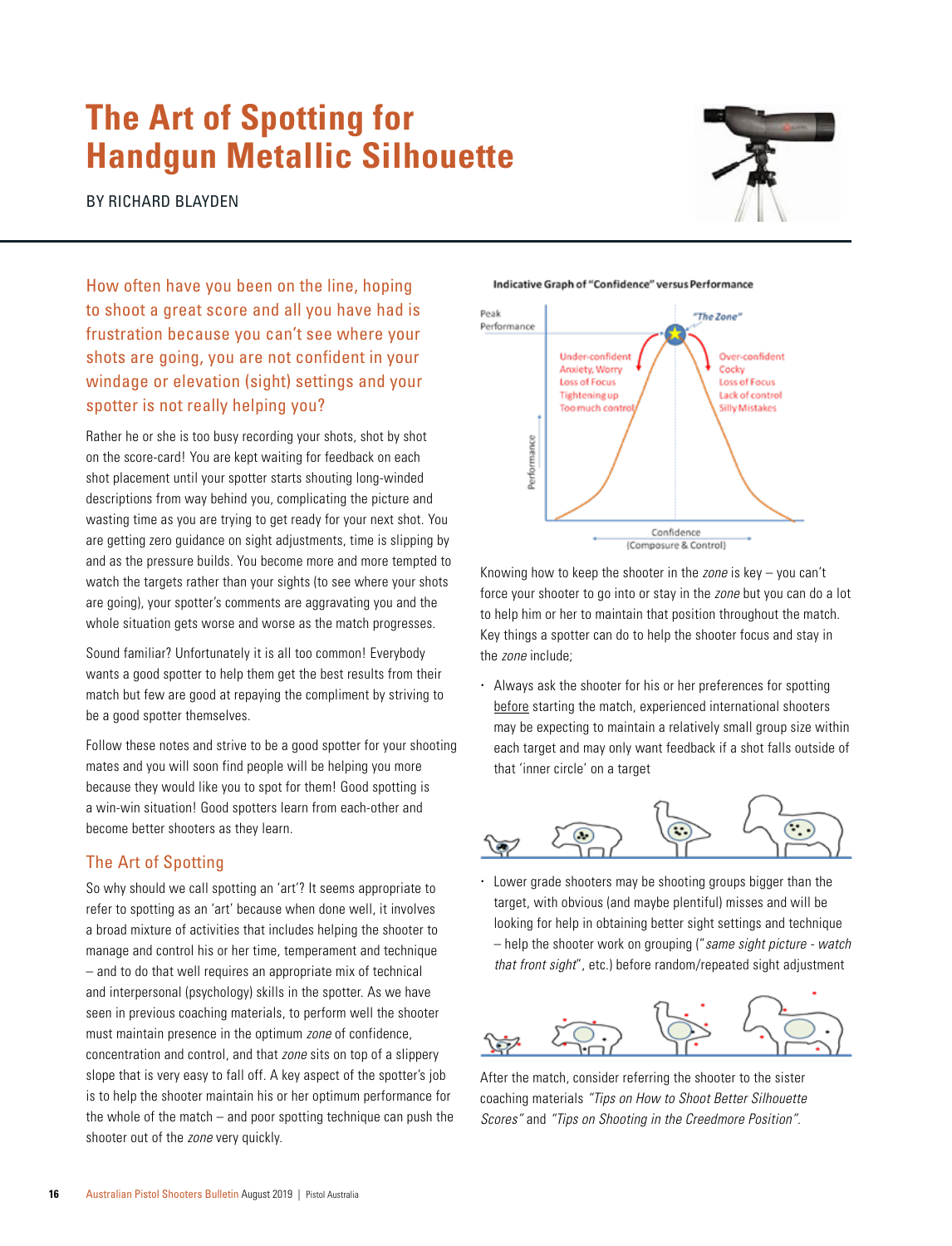# The Art of Spotting for Handgun Metallic Silhouette

BY RICHARD BLAYDEN

How often have you been on the line, hoping to shoot a great score and all you have had is frustration because you can't see where your shots are going, you are not confident in your windage or elevation (sight) settings and your spotter is not really helping you?

Rather he or she is too busy recording your shots, shot by shot on the score-card! You are kept waiting for feedback on each shot placement until your spotter starts shouting long-winded descriptions from way behind you, complicating the picture and wasting time as you are trying to get ready for your next shot. You are getting zero guidance on sight adjustments, time is slipping by and as the pressure builds. You become more and more tempted to watch the targets rather than your sights (to see where your shots are going), your spotter's comments are aggravating you and the whole situation gets worse and worse as the match progresses.

Sound familiar? Unfortunately it is all too common! Everybody wants a good spotter to help them get the best results from their match but few are good at repaying the compliment by striving to be a good spotter themselves.

Follow these notes and strive to be a good spotter for your shooting mates and you will soon find people will be helping you more because they would like you to spot for them! Good spotting is a win-win situation! Good spotters learn from each-other and become better shooters as they learn.

## The Art of Spotting

So why should we call spotting an 'art'? It seems appropriate to refer to spotting as an 'art' because when done well, it involves a broad mixture of activities that includes helping the shooter to manage and control his or her time, temperament and technique – and to do that well requires an appropriate mix of technical and interpersonal (psychology) skills in the spotter. As we have seen in previous coaching materials, to perform well the shooter must maintain presence in the optimum *zone* of confidence, concentration and control, and that *zone* sits on top of a slippery slope that is very easy to fall off. A key aspect of the spotter's job is to help the shooter maintain his or her optimum performance for the whole of the match – and poor spotting technique can push the shooter out of the *zone* very quickly.

**Indicative Graph of "Confidence" versus Performance**

Knowing how to keep the shooter in the *zone* is key – you can't force your shooter to go into or stay in the *zone* but you can do a lot to help him or her to maintain that position throughout the match. Key things a spotter can do to help the shooter focus and stay in the *zone* include;

- Always ask the shooter for his or her preferences for spotting before starting the match, experienced international shooters may be expecting to maintain a relatively small group size within each target and may only want feedback if a shot falls outside of that 'inner circle' on a target

- Lower grade shooters may be shooting groups bigger than the target, with obvious (and maybe plentiful) misses and will be looking for help in obtaining better sight settings and technique – help the shooter work on grouping ("*same sight picture - watch that front sight*", etc.) before random/repeated sight adjustment

After the match, consider referring the shooter to the sister coaching materials *"Tips on How to Shoot Better Silhouette Scores"* and *"Tips on Shooting in the Creedmore Position"*.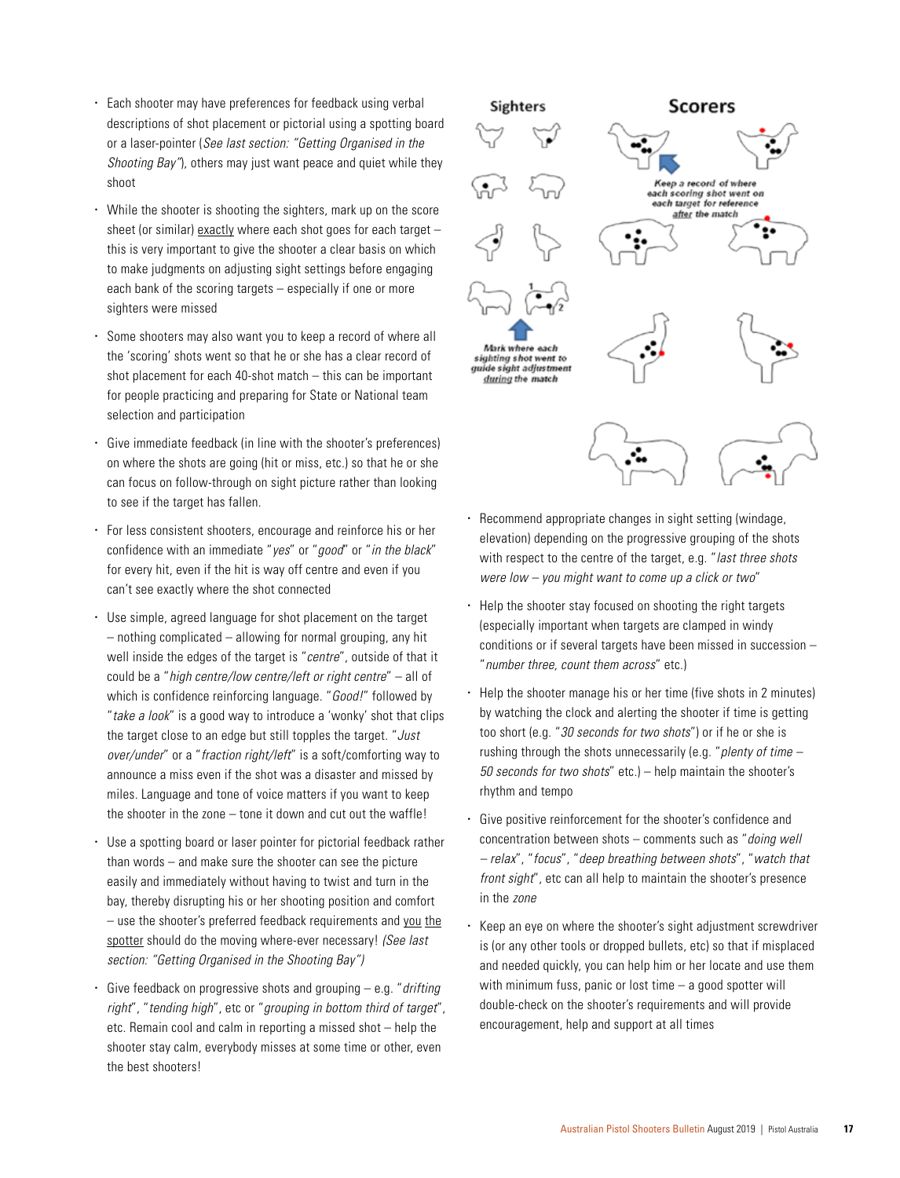- Each shooter may have preferences for feedback using verbal descriptions of shot placement or pictorial using a spotting board or a laser-pointer (*See last section: "Getting Organised in the Shooting Bay"*), others may just want peace and quiet while they shoot
- While the shooter is shooting the sighters, mark up on the score sheet (or similar) exactly where each shot goes for each target – this is very important to give the shooter a clear basis on which to make judgments on adjusting sight settings before engaging each bank of the scoring targets – especially if one or more sighters were missed
- Some shooters may also want you to keep a record of where all the 'scoring' shots went so that he or she has a clear record of shot placement for each 40-shot match – this can be important for people practicing and preparing for State or National team selection and participation
- Give immediate feedback (in line with the shooter's preferences) on where the shots are going (hit or miss, etc.) so that he or she can focus on follow-through on sight picture rather than looking to see if the target has fallen.
- For less consistent shooters, encourage and reinforce his or her confidence with an immediate "*yes*" or "*good*" or "*in the black*" for every hit, even if the hit is way off centre and even if you can't see exactly where the shot connected
- Use simple, agreed language for shot placement on the target – nothing complicated – allowing for normal grouping, any hit well inside the edges of the target is "*centre*", outside of that it could be a "*high centre/low centre/left or right centre*" – all of which is confidence reinforcing language. "*Good!*" followed by "*take a look*" is a good way to introduce a 'wonky' shot that clips the target close to an edge but still topples the target. "*Just over/under*" or a "*fraction right/left*" is a soft/comforting way to announce a miss even if the shot was a disaster and missed by miles. Language and tone of voice matters if you want to keep the shooter in the zone – tone it down and cut out the waffle!
- Use a spotting board or laser pointer for pictorial feedback rather than words – and make sure the shooter can see the picture easily and immediately without having to twist and turn in the bay, thereby disrupting his or her shooting position and comfort – use the shooter's preferred feedback requirements and you the spotter should do the moving where-ever necessary! *(See last section: "Getting Organised in the Shooting Bay")*
- Give feedback on progressive shots and grouping – e.g. "*drifting right*", "*tending high*", etc or "*grouping in bottom third of target*", etc. Remain cool and calm in reporting a missed shot – help the shooter stay calm, everybody misses at some time or other, even the best shooters!

**Sighters** | **Scorers**

Mark where each sighting shot went to guide sight adjustment *during* the match

Keep a record of where each scoring shot went on each target for reference *after* the match

- Recommend appropriate changes in sight setting (windage, elevation) depending on the progressive grouping of the shots with respect to the centre of the target, e.g. "*last three shots were low – you might want to come up a click or two*"
- Help the shooter stay focused on shooting the right targets (especially important when targets are clamped in windy conditions or if several targets have been missed in succession – "*number three, count them across*" etc.)
- Help the shooter manage his or her time (five shots in 2 minutes) by watching the clock and alerting the shooter if time is getting too short (e.g. "*30 seconds for two shots*") or if he or she is rushing through the shots unnecessarily (e.g. "*plenty of time – 50 seconds for two shots*" etc.) – help maintain the shooter's rhythm and tempo
- Give positive reinforcement for the shooter's confidence and concentration between shots – comments such as "*doing well – relax*", "*focus*", "*deep breathing between shots*", "*watch that front sight*", etc can all help to maintain the shooter's presence in the *zone*
- Keep an eye on where the shooter's sight adjustment screwdriver is (or any other tools or dropped bullets, etc) so that if misplaced and needed quickly, you can help him or her locate and use them with minimum fuss, panic or lost time – a good spotter will double-check on the shooter's requirements and will provide encouragement, help and support at all times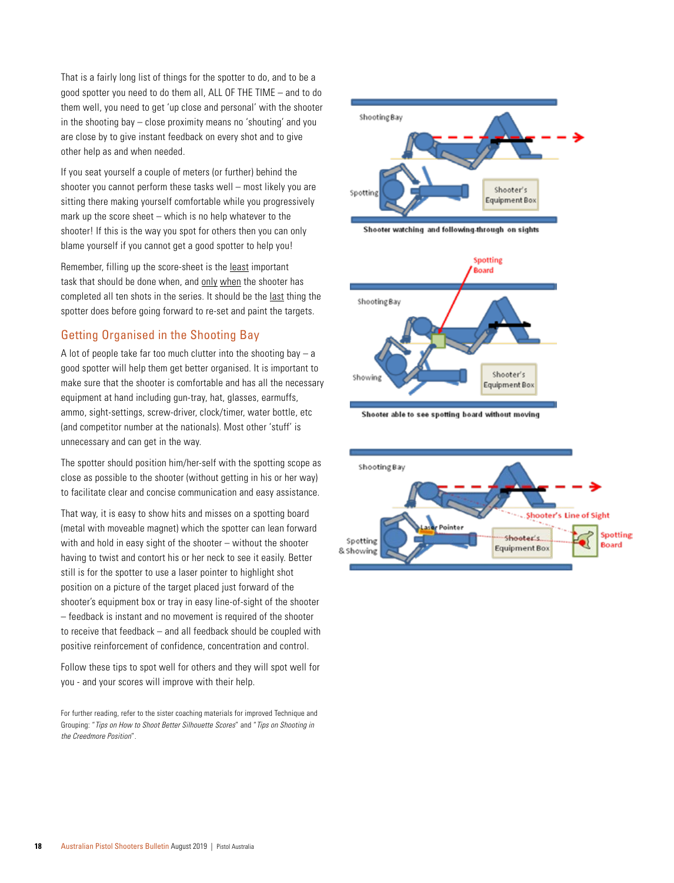That is a fairly long list of things for the spotter to do, and to be a good spotter you need to do them all, ALL OF THE TIME – and to do them well, you need to get 'up close and personal' with the shooter in the shooting bay – close proximity means no 'shouting' and you are close by to give instant feedback on every shot and to give other help as and when needed.

If you seat yourself a couple of meters (or further) behind the shooter you cannot perform these tasks well – most likely you are sitting there making yourself comfortable while you progressively mark up the score sheet – which is no help whatever to the shooter! If this is the way you spot for others then you can only blame yourself if you cannot get a good spotter to help you!

Remember, filling up the score-sheet is the least important task that should be done when, and only when the shooter has completed all ten shots in the series. It should be the last thing the spotter does before going forward to re-set and paint the targets.

## Getting Organised in the Shooting Bay

A lot of people take far too much clutter into the shooting bay – a good spotter will help them get better organised. It is important to make sure that the shooter is comfortable and has all the necessary equipment at hand including gun-tray, hat, glasses, earmuffs, ammo, sight-settings, screw-driver, clock/timer, water bottle, etc (and competitor number at the nationals). Most other 'stuff' is unnecessary and can get in the way.

The spotter should position him/her-self with the spotting scope as close as possible to the shooter (without getting in his or her way) to facilitate clear and concise communication and easy assistance.

That way, it is easy to show hits and misses on a spotting board (metal with moveable magnet) which the spotter can lean forward with and hold in easy sight of the shooter – without the shooter having to twist and contort his or her neck to see it easily. Better still is for the spotter to use a laser pointer to highlight shot position on a picture of the target placed just forward of the shooter's equipment box or tray in easy line-of-sight of the shooter – feedback is instant and no movement is required of the shooter to receive that feedback – and all feedback should be coupled with positive reinforcement of confidence, concentration and control.

Follow these tips to spot well for others and they will spot well for you - and your scores will improve with their help.

For further reading, refer to the sister coaching materials for improved Technique and Grouping: "*Tips on How to Shoot Better Silhouette Scores*" and "*Tips on Shooting in the Creedmore Position*".

Shooting Bay
Spotting
Shooter's Equipment Box

**Shooter watching and following-through on sights**

Spotting Board
Shooting Bay
Showing
Shooter's Equipment Box

**Shooter able to see spotting board without moving**

Shooting Bay
Shooter's Line of Sight
Laser Pointer
Spotting & Showing
Shooter's Equipment Box
Spotting Board